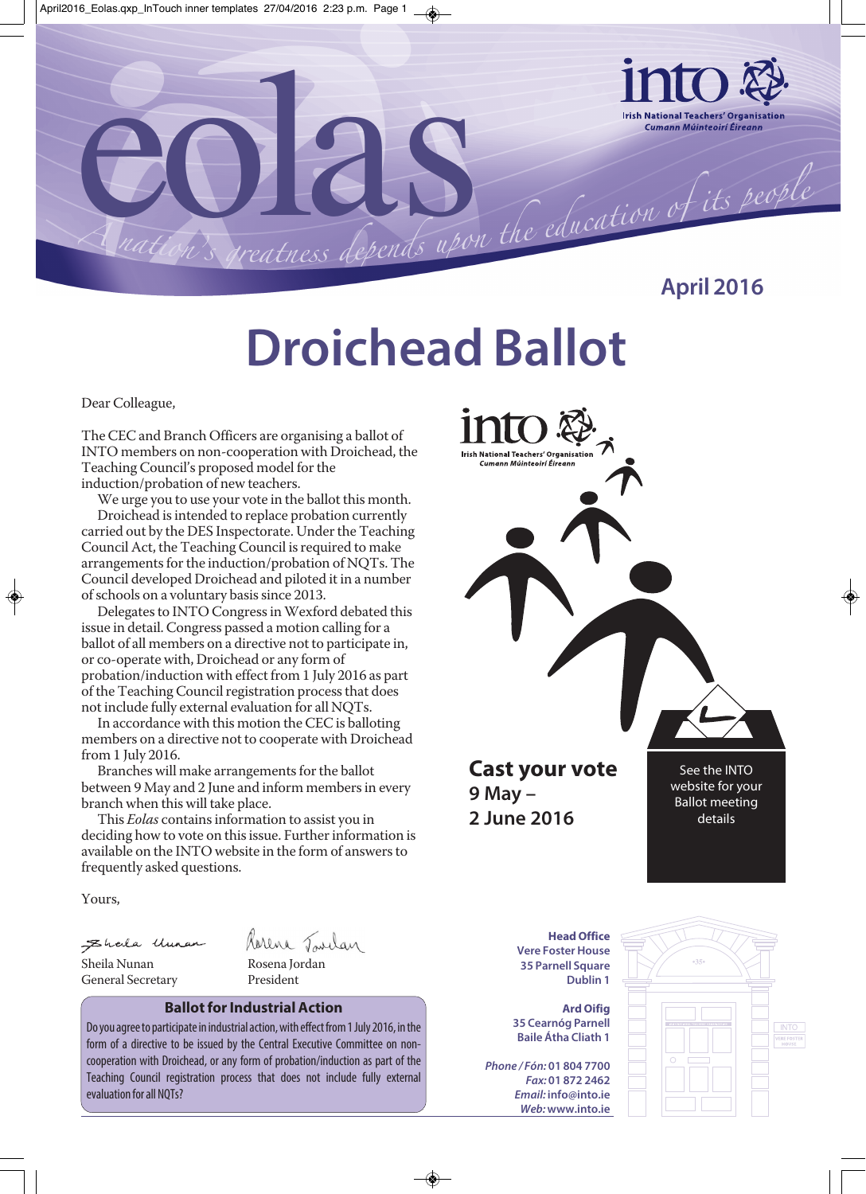eolas

A nation's greatness depends upon the education of its people

into — Irish National Teachers' Organisation — Cumann Múinteoirí Éireann

April 2016

# Droichead Ballot

Dear Colleague,

The CEC and Branch Officers are organising a ballot of INTO members on non-cooperation with Droichead, the Teaching Council's proposed model for the induction/probation of new teachers.

We urge you to use your vote in the ballot this month.

Droichead is intended to replace probation currently carried out by the DES Inspectorate. Under the Teaching Council Act, the Teaching Council is required to make arrangements for the induction/probation of NQTs. The Council developed Droichead and piloted it in a number of schools on a voluntary basis since 2013.

Delegates to INTO Congress in Wexford debated this issue in detail. Congress passed a motion calling for a ballot of all members on a directive not to participate in, or co-operate with, Droichead or any form of probation/induction with effect from 1 July 2016 as part of the Teaching Council registration process that does not include fully external evaluation for all NQTs.

In accordance with this motion the CEC is balloting members on a directive not to cooperate with Droichead from 1 July 2016.

Branches will make arrangements for the ballot between 9 May and 2 June and inform members in every branch when this will take place.

This *Eolas* contains information to assist you in deciding how to vote on this issue. Further information is available on the INTO website in the form of answers to frequently asked questions.

Yours,

Sheila Nunan
General Secretary

Rosena Jordan
President

**Cast your vote**
**9 May – 2 June 2016**

See the INTO website for your Ballot meeting details

### Ballot for Industrial Action

Do you agree to participate in industrial action, with effect from 1 July 2016, in the form of a directive to be issued by the Central Executive Committee on non-cooperation with Droichead, or any form of probation/induction as part of the Teaching Council registration process that does not include fully external evaluation for all NQTs?

**Head Office**
Vere Foster House
35 Parnell Square
Dublin 1

**Ard Oifig**
35 Cearnóg Parnell
Baile Átha Cliath 1

*Phone / Fón:* 01 804 7700
*Fax:* 01 872 2462
*Email:* info@into.ie
*Web:* www.into.ie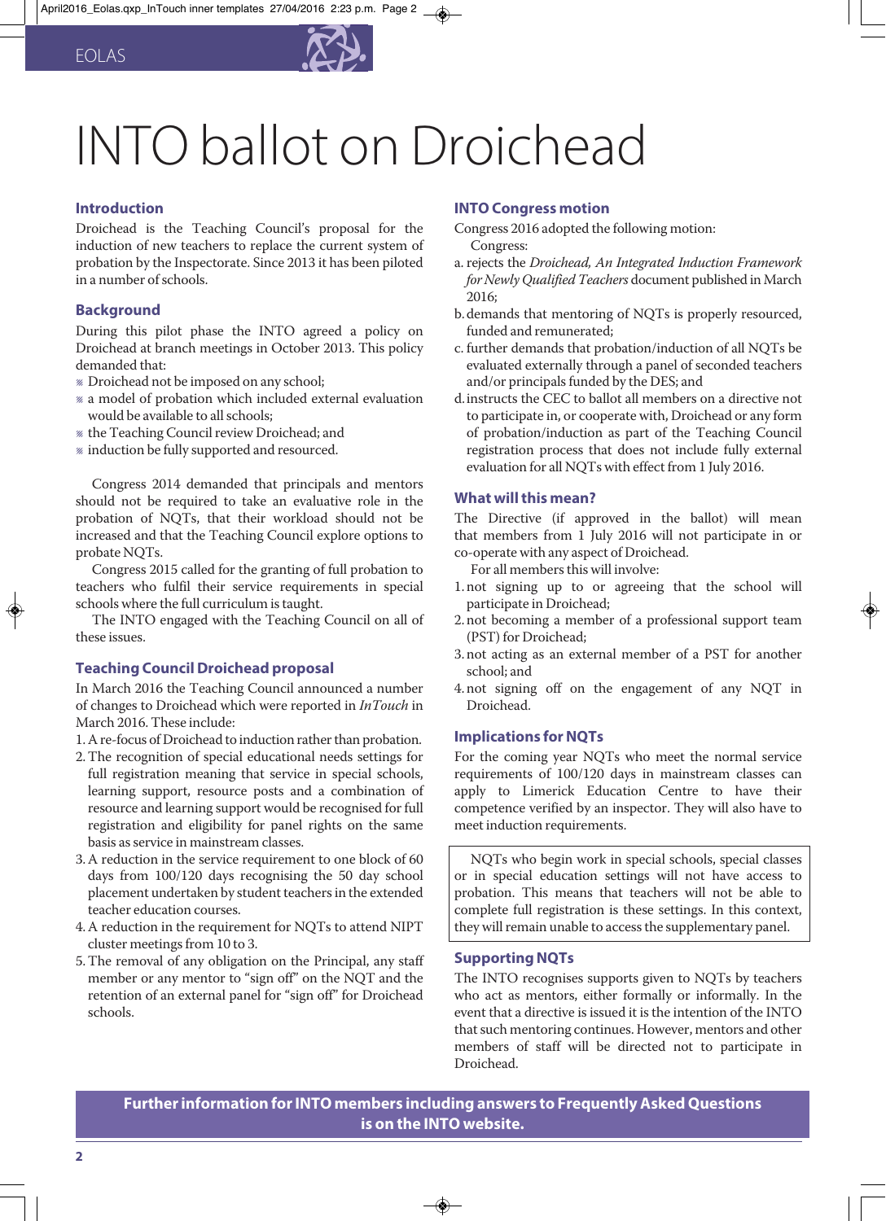# INTO ballot on Droichead

## Introduction

Droichead is the Teaching Council's proposal for the induction of new teachers to replace the current system of probation by the Inspectorate. Since 2013 it has been piloted in a number of schools.

## Background

During this pilot phase the INTO agreed a policy on Droichead at branch meetings in October 2013. This policy demanded that:

- Droichead not be imposed on any school;
- a model of probation which included external evaluation would be available to all schools;
- the Teaching Council review Droichead; and
- induction be fully supported and resourced.

Congress 2014 demanded that principals and mentors should not be required to take an evaluative role in the probation of NQTs, that their workload should not be increased and that the Teaching Council explore options to probate NQTs.

Congress 2015 called for the granting of full probation to teachers who fulfil their service requirements in special schools where the full curriculum is taught.

The INTO engaged with the Teaching Council on all of these issues.

## Teaching Council Droichead proposal

In March 2016 the Teaching Council announced a number of changes to Droichead which were reported in *InTouch* in March 2016. These include:

1. A re-focus of Droichead to induction rather than probation.
2. The recognition of special educational needs settings for full registration meaning that service in special schools, learning support, resource posts and a combination of resource and learning support would be recognised for full registration and eligibility for panel rights on the same basis as service in mainstream classes.
3. A reduction in the service requirement to one block of 60 days from 100/120 days recognising the 50 day school placement undertaken by student teachers in the extended teacher education courses.
4. A reduction in the requirement for NQTs to attend NIPT cluster meetings from 10 to 3.
5. The removal of any obligation on the Principal, any staff member or any mentor to "sign off" on the NQT and the retention of an external panel for "sign off" for Droichead schools.

## INTO Congress motion

Congress 2016 adopted the following motion:

Congress:

a. rejects the *Droichead, An Integrated Induction Framework for Newly Qualified Teachers* document published in March 2016;
b. demands that mentoring of NQTs is properly resourced, funded and remunerated;
c. further demands that probation/induction of all NQTs be evaluated externally through a panel of seconded teachers and/or principals funded by the DES; and
d. instructs the CEC to ballot all members on a directive not to participate in, or cooperate with, Droichead or any form of probation/induction as part of the Teaching Council registration process that does not include fully external evaluation for all NQTs with effect from 1 July 2016.

## What will this mean?

The Directive (if approved in the ballot) will mean that members from 1 July 2016 will not participate in or co-operate with any aspect of Droichead.

For all members this will involve:

1. not signing up to or agreeing that the school will participate in Droichead;
2. not becoming a member of a professional support team (PST) for Droichead;
3. not acting as an external member of a PST for another school; and
4. not signing off on the engagement of any NQT in Droichead.

## Implications for NQTs

For the coming year NQTs who meet the normal service requirements of 100/120 days in mainstream classes can apply to Limerick Education Centre to have their competence verified by an inspector. They will also have to meet induction requirements.

NQTs who begin work in special schools, special classes or in special education settings will not have access to probation. This means that teachers will not be able to complete full registration is these settings. In this context, they will remain unable to access the supplementary panel.

## Supporting NQTs

The INTO recognises supports given to NQTs by teachers who act as mentors, either formally or informally. In the event that a directive is issued it is the intention of the INTO that such mentoring continues. However, mentors and other members of staff will be directed not to participate in Droichead.

**Further information for INTO members including answers to Frequently Asked Questions is on the INTO website.**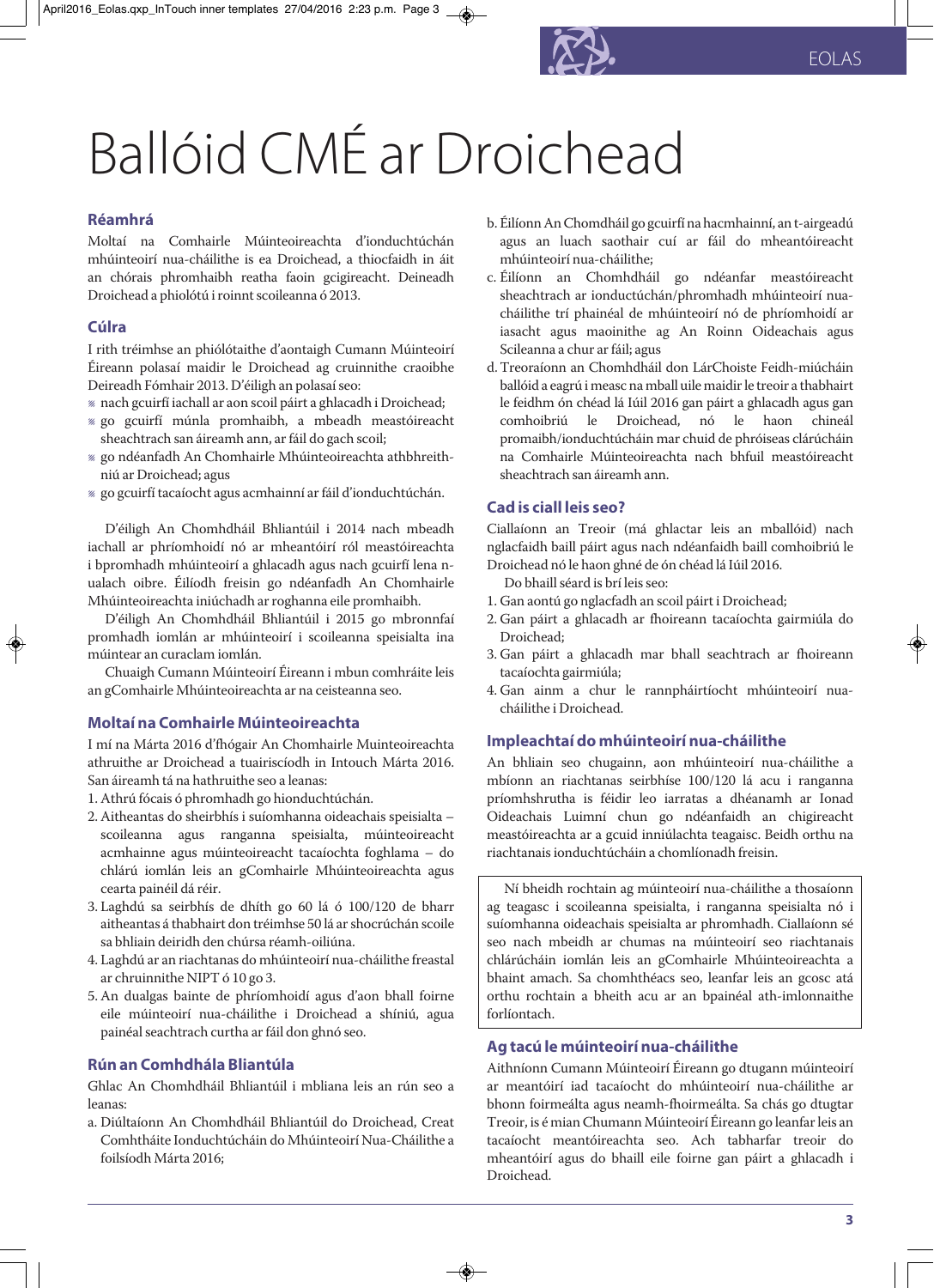# Ballóid CMÉ ar Droichead

## Réamhrá

Moltaí na Comhairle Múinteoireachta d'ionduchtúchán mhúinteoirí nua-cháilithe is ea Droichead, a thiocfaidh in áit an chórais phromhaibh reatha faoin gcigireacht. Deineadh Droichead a phiolótú i roinnt scoileanna ó 2013.

## Cúlra

I rith tréimhse an phiólótaithe d'aontaigh Cumann Múinteoirí Éireann polasaí maidir le Droichead ag cruinnithe craoibhe Deireadh Fómhair 2013. D'éiligh an polasaí seo:

- nach gcuirfí iachall ar aon scoil páirt a ghlacadh i Droichead;
- go gcuirfí múnla promhaibh, a mbeadh meastóireacht sheachtrach san áireamh ann, ar fáil do gach scoil;
- go ndéanfadh An Chomhairle Mhúinteoireachta athbhreithniú ar Droichead; agus
- go gcuirfí tacaíocht agus acmhainní ar fáil d'ionduchtúchán.

D'éiligh An Chomhdháil Bhliantúil i 2014 nach mbeadh iachall ar phríomhoidí nó ar mheantóirí ról meastóireachta i bpromhadh mhúinteoirí a ghlacadh agus nach gcuirfí lena n-ualach oibre. Éilíodh freisin go ndéanfadh An Chomhairle Mhúinteoireachta iniúchadh ar roghanna eile promhaibh.

D'éiligh An Chomhdháil Bhliantúil i 2015 go mbronnfaí promhadh iomlán ar mhúinteoirí i scoileanna speisialta ina múintear an curaclam iomlán.

Chuaigh Cumann Múinteoirí Éireann i mbun comhráite leis an gComhairle Mhúinteoireachta ar na ceisteanna seo.

## Moltaí na Comhairle Múinteoireachta

I mí na Márta 2016 d'fhógair An Chomhairle Muinteoireachta athruithe ar Droichead a tuairiscíodh in Intouch Márta 2016. San áireamh tá na hathruithe seo a leanas:

1. Athrú fócais ó phromhadh go hionduchtúchán.
2. Aitheantas do sheirbhís i suíomhanna oideachais speisialta – scoileanna agus ranganna speisialta, múinteoireacht acmhainne agus múinteoireacht tacaíochta foghlama – do chlárú iomlán leis an gComhairle Mhúinteoireachta agus cearta painéil dá réir.
3. Laghdú sa seirbhís de dhíth go 60 lá ó 100/120 de bharr aitheantas á thabhairt don tréimhse 50 lá ar shocrúchán scoile sa bhliain deiridh den chúrsa réamh-oiliúna.
4. Laghdú ar an riachtanas do mhúinteoirí nua-cháilithe freastal ar chruinnithe NIPT ó 10 go 3.
5. An dualgas bainte de phríomhoidí agus d'aon bhall foirne eile múinteoirí nua-cháilithe i Droichead a shíniú, agua painéal seachtrach curtha ar fáil don ghnó seo.

## Rún an Comhdhála Bliantúla

Ghlac An Chomhdháil Bhliantúil i mbliana leis an rún seo a leanas:

a. Diúltaíonn An Chomhdháil Bhliantúil do Droichead, Creat Comhtháite Ionduchtúcháin do Mhúinteoirí Nua-Cháilithe a foilsíodh Márta 2016;

b. Éilíonn An Chomhdháil go gcuirfí na hacmhainní, an t-airgeadú agus an luach saothair cuí ar fáil do mheantóireacht mhúinteoirí nua-cháilithe;

c. Éilíonn an Chomhdháil go ndéanfar meastóireacht sheachtrach ar ionductúchán/phromhadh mhúinteoirí nua-cháilithe trí phainéal de mhúinteoirí nó de phríomhoidí ar iasacht agus maoinithe ag An Roinn Oideachais agus Scileanna a chur ar fáil; agus

d. Treoraíonn an Chomhdháil don LárChoiste Feidh-miúcháin ballóid a eagrú i measc na mball uile maidir le treoir a thabhairt le feidhm ón chéad lá Iúil 2016 gan páirt a ghlacadh agus gan comhoibriú le Droichead, nó le haon chineál promaibh/ionduchtúcháin mar chuid de phróiseas clárúcháin na Comhairle Múinteoireachta nach bhfuil meastóireacht sheachtrach san áireamh ann.

## Cad is ciall leis seo?

Ciallaíonn an Treoir (má ghlactar leis an mballóid) nach nglacfaidh baill páirt agus nach ndéanfaidh baill comhoibriú le Droichead nó le haon ghné de ón chéad lá Iúil 2016.

Do bhaill séard is brí leis seo:

1. Gan aontú go nglacfadh an scoil páirt i Droichead;
2. Gan páirt a ghlacadh ar fhoireann tacaíochta gairmiúla do Droichead;
3. Gan páirt a ghlacadh mar bhall seachtrach ar fhoireann tacaíochta gairmiúla;
4. Gan ainm a chur le rannpháirtíocht mhúinteoirí nua-cháilithe i Droichead.

## Impleachtaí do mhúinteoirí nua-cháilithe

An bhliain seo chugainn, aon mhúinteoirí nua-cháilithe a mbíonn an riachtanas seirbhíse 100/120 lá acu i ranganna príomhshrutha is féidir leo iarratas a dhéanamh ar Ionad Oideachais Luimní chun go ndéanfaidh an chigireacht meastóireachta ar a gcuid inniúlachta teagaisc. Beidh orthu na riachtanais ionduchtúcháin a chomlíonadh freisin.

Ní bheidh rochtain ag múinteoirí nua-cháilithe a thosaíonn ag teagasc i scoileanna speisialta, i ranganna speisialta nó i suíomhanna oideachais speisialta ar phromhadh. Ciallaíonn sé seo nach mbeidh ar chumas na múinteoirí seo riachtanais chlárúcháin iomlán leis an gComhairle Mhúinteoireachta a bhaint amach. Sa chomhthéacs seo, leanfar leis an gcosc atá orthu rochtain a bheith acu ar an bpainéal ath-imlonnaithe forlíontach.

## Ag tacú le múinteoirí nua-cháilithe

Aithníonn Cumann Múinteoirí Éireann go dtugann múinteoirí ar meantóirí iad tacaíocht do mhúinteoirí nua-cháilithe ar bhonn foirmeálta agus neamh-fhoirmeálta. Sa chás go dtugtar Treoir, is é mian Chumann Múinteoirí Éireann go leanfar leis an tacaíocht meantóireachta seo. Ach tabharfar treoir do mheantóirí agus do bhaill eile foirne gan páirt a ghlacadh i Droichead.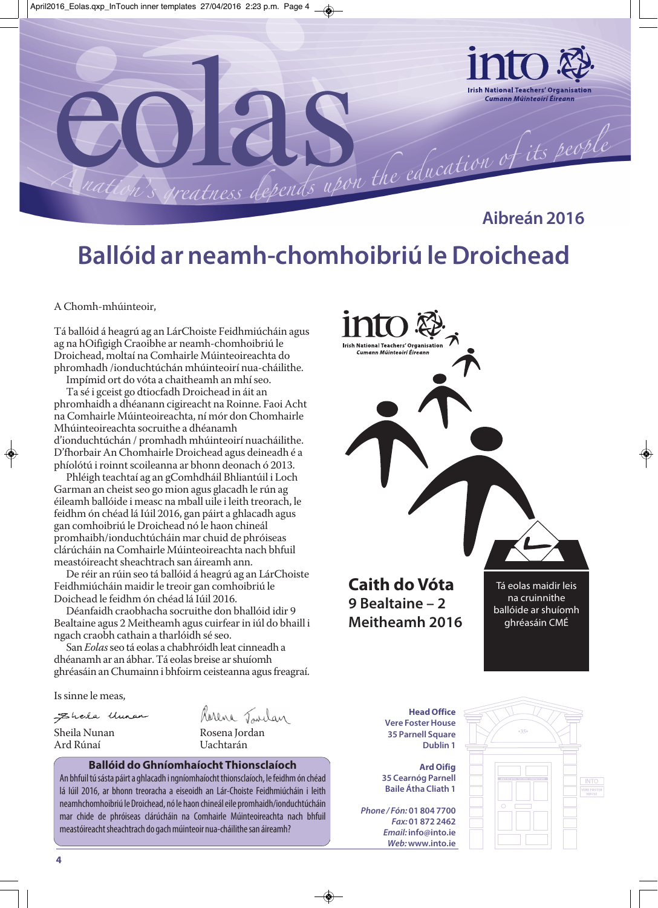eolas

into — Irish National Teachers' Organisation — Cumann Múinteoirí Éireann

*A nation's greatness depends upon the education of its people*

Aibreán 2016

# Ballóid ar neamh-chomhoibriú le Droichead

A Chomh-mhúinteoir,

Tá ballóid á heagrú ag an LárChoiste Feidhmiúcháin agus ag na hOifigigh Craoibhe ar neamh-chomhoibriú le Droichead, moltaí na Comhairle Múinteoireachta do phromhadh /ionduchtúchán mhúinteoirí nua-cháilithe.

Impímid ort do vóta a chaitheamh an mhí seo.

Ta sé i gceist go dtiocfadh Droichead in áit an phromhaidh a dhéanann cigireacht na Roinne. Faoi Acht na Comhairle Múinteoireachta, ní mór don Chomhairle Mhúinteoireachta socruithe a dhéanamh d'ionduchtúchán / promhadh mhúinteoirí nuacháilithe. D'fhorbair An Chomhairle Droichead agus deineadh é a phíolótú i roinnt scoileanna ar bhonn deonach ó 2013.

Phléigh teachtaí ag an gComhdháil Bhliantúil i Loch Garman an cheist seo go mion agus glacadh le rún ag éileamh ballóide i measc na mball uile i leith treorach, le feidhm ón chéad lá Iúil 2016, gan páirt a ghlacadh agus gan comhoibriú le Droichead nó le haon chineál promhaibh/ionduchtúcháin mar chuid de phróiseas clárúcháin na Comhairle Múinteoireachta nach bhfuil meastóireacht sheachtrach san áireamh ann.

De réir an rúin seo tá ballóid á heagrú ag an LárChoiste Feidhmiúcháin maidir le treoir gan comhoibriú le Doichead le feidhm ón chéad lá Iúil 2016.

Déanfaidh craobhacha socruithe don bhallóid idir 9 Bealtaine agus 2 Meitheamh agus cuirfear in iúl do bhaill i ngach craobh cathain a tharlóidh sé seo.

San *Eolas* seo tá eolas a chabhróidh leat cinneadh a dhéanamh ar an ábhar. Tá eolas breise ar shuíomh ghréasáin an Chumainn i bhfoirm ceisteanna agus freagraí.

Is sinne le meas,

Sheila Nunan
Ard Rúnaí

Rosena Jordan
Uachtarán

**Ballóid do Ghníomhaíocht Thionsclaíoch**

An bhfuil tú sásta páirt a ghlacadh i ngníomhaíocht thionsclaíoch, le feidhm ón chéad lá Iúil 2016, ar bhonn treoracha a eiseoidh an Lár-Choiste Feidhmiúcháin i leith neamhchomhoibriú le Droichead, nó le haon chineál eile promhaidh/ionduchtúcháin mar chide de phróiseas clárúcháin na Comhairle Múinteoireachta nach bhfuil meastóireacht sheachtrach do gach múinteoir nua-cháilithe san áireamh?

**Caith do Vóta**
**9 Bealtaine – 2 Meitheamh 2016**

Tá eolas maidir leis na cruinnithe ballóide ar shuíomh ghréasáin CMÉ

**Head Office**
Vere Foster House
35 Parnell Square
Dublin 1

**Ard Oifig**
35 Cearnóg Parnell
Baile Átha Cliath 1

*Phone / Fón:* 01 804 7700
*Fax:* 01 872 2462
*Email:* info@into.ie
*Web:* www.into.ie